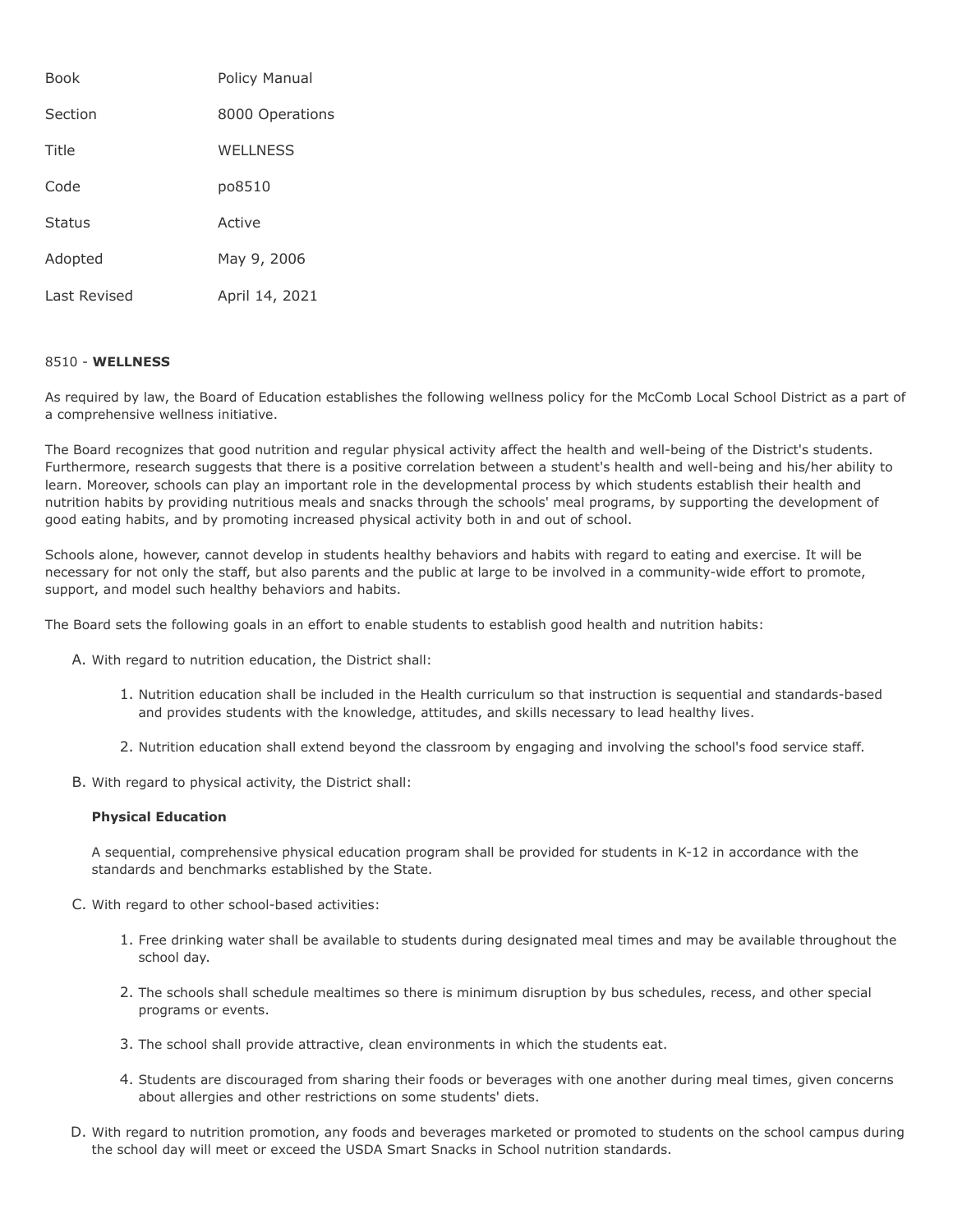| Book | Policy Manual |
| --- | --- |
| Section | 8000 Operations |
| Title | WELLNESS |
| Code | po8510 |
| Status | Active |
| Adopted | May 9, 2006 |
| Last Revised | April 14, 2021 |

8510 - **WELLNESS**

As required by law, the Board of Education establishes the following wellness policy for the McComb Local School District as a part of a comprehensive wellness initiative.

The Board recognizes that good nutrition and regular physical activity affect the health and well-being of the District's students. Furthermore, research suggests that there is a positive correlation between a student's health and well-being and his/her ability to learn. Moreover, schools can play an important role in the developmental process by which students establish their health and nutrition habits by providing nutritious meals and snacks through the schools' meal programs, by supporting the development of good eating habits, and by promoting increased physical activity both in and out of school.

Schools alone, however, cannot develop in students healthy behaviors and habits with regard to eating and exercise. It will be necessary for not only the staff, but also parents and the public at large to be involved in a community-wide effort to promote, support, and model such healthy behaviors and habits.

The Board sets the following goals in an effort to enable students to establish good health and nutrition habits:

A. With regard to nutrition education, the District shall:

   1. Nutrition education shall be included in the Health curriculum so that instruction is sequential and standards-based and provides students with the knowledge, attitudes, and skills necessary to lead healthy lives.

   2. Nutrition education shall extend beyond the classroom by engaging and involving the school's food service staff.

B. With regard to physical activity, the District shall:

   **Physical Education**

   A sequential, comprehensive physical education program shall be provided for students in K-12 in accordance with the standards and benchmarks established by the State.

C. With regard to other school-based activities:

   1. Free drinking water shall be available to students during designated meal times and may be available throughout the school day.

   2. The schools shall schedule mealtimes so there is minimum disruption by bus schedules, recess, and other special programs or events.

   3. The school shall provide attractive, clean environments in which the students eat.

   4. Students are discouraged from sharing their foods or beverages with one another during meal times, given concerns about allergies and other restrictions on some students' diets.

D. With regard to nutrition promotion, any foods and beverages marketed or promoted to students on the school campus during the school day will meet or exceed the USDA Smart Snacks in School nutrition standards.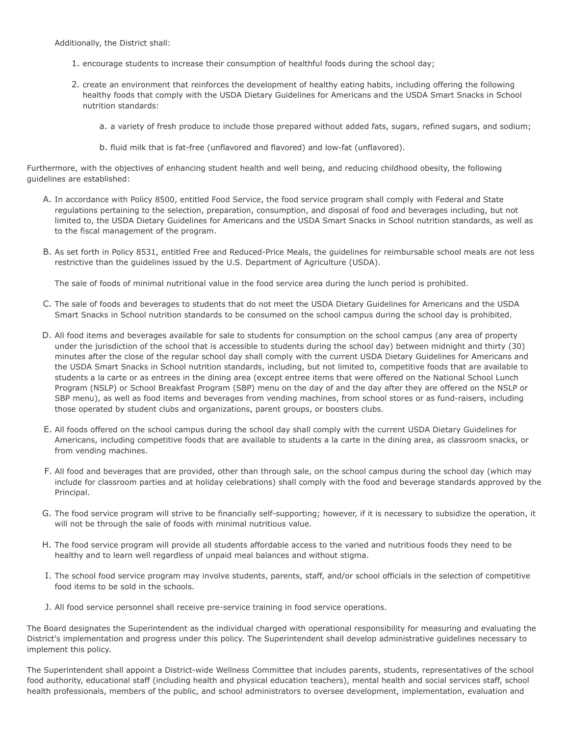Additionally, the District shall:

1. encourage students to increase their consumption of healthful foods during the school day;

2. create an environment that reinforces the development of healthy eating habits, including offering the following healthy foods that comply with the USDA Dietary Guidelines for Americans and the USDA Smart Snacks in School nutrition standards:

    a. a variety of fresh produce to include those prepared without added fats, sugars, refined sugars, and sodium;

    b. fluid milk that is fat-free (unflavored and flavored) and low-fat (unflavored).

Furthermore, with the objectives of enhancing student health and well being, and reducing childhood obesity, the following guidelines are established:

A. In accordance with Policy 8500, entitled Food Service, the food service program shall comply with Federal and State regulations pertaining to the selection, preparation, consumption, and disposal of food and beverages including, but not limited to, the USDA Dietary Guidelines for Americans and the USDA Smart Snacks in School nutrition standards, as well as to the fiscal management of the program.

B. As set forth in Policy 8531, entitled Free and Reduced-Price Meals, the guidelines for reimbursable school meals are not less restrictive than the guidelines issued by the U.S. Department of Agriculture (USDA).

   The sale of foods of minimal nutritional value in the food service area during the lunch period is prohibited.

C. The sale of foods and beverages to students that do not meet the USDA Dietary Guidelines for Americans and the USDA Smart Snacks in School nutrition standards to be consumed on the school campus during the school day is prohibited.

D. All food items and beverages available for sale to students for consumption on the school campus (any area of property under the jurisdiction of the school that is accessible to students during the school day) between midnight and thirty (30) minutes after the close of the regular school day shall comply with the current USDA Dietary Guidelines for Americans and the USDA Smart Snacks in School nutrition standards, including, but not limited to, competitive foods that are available to students a la carte or as entrees in the dining area (except entree items that were offered on the National School Lunch Program (NSLP) or School Breakfast Program (SBP) menu on the day of and the day after they are offered on the NSLP or SBP menu), as well as food items and beverages from vending machines, from school stores or as fund-raisers, including those operated by student clubs and organizations, parent groups, or boosters clubs.

E. All foods offered on the school campus during the school day shall comply with the current USDA Dietary Guidelines for Americans, including competitive foods that are available to students a la carte in the dining area, as classroom snacks, or from vending machines.

F. All food and beverages that are provided, other than through sale, on the school campus during the school day (which may include for classroom parties and at holiday celebrations) shall comply with the food and beverage standards approved by the Principal.

G. The food service program will strive to be financially self-supporting; however, if it is necessary to subsidize the operation, it will not be through the sale of foods with minimal nutritious value.

H. The food service program will provide all students affordable access to the varied and nutritious foods they need to be healthy and to learn well regardless of unpaid meal balances and without stigma.

I. The school food service program may involve students, parents, staff, and/or school officials in the selection of competitive food items to be sold in the schools.

J. All food service personnel shall receive pre-service training in food service operations.

The Board designates the Superintendent as the individual charged with operational responsibility for measuring and evaluating the District's implementation and progress under this policy. The Superintendent shall develop administrative guidelines necessary to implement this policy.

The Superintendent shall appoint a District-wide Wellness Committee that includes parents, students, representatives of the school food authority, educational staff (including health and physical education teachers), mental health and social services staff, school health professionals, members of the public, and school administrators to oversee development, implementation, evaluation and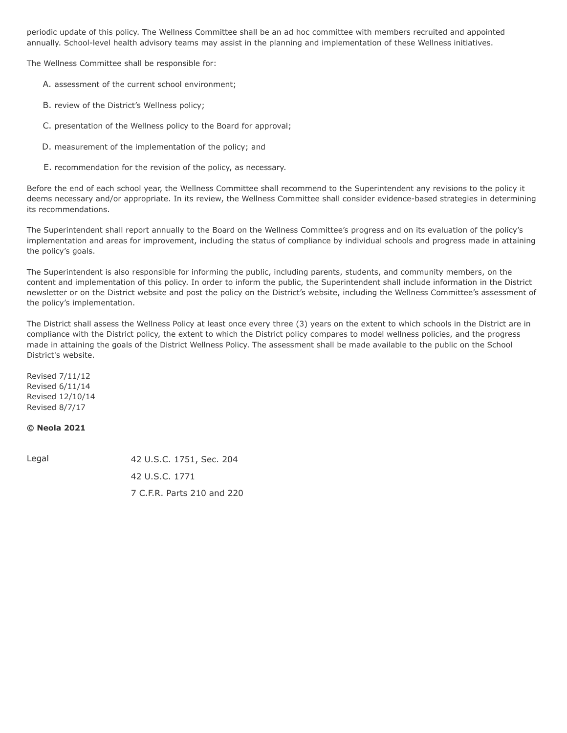periodic update of this policy. The Wellness Committee shall be an ad hoc committee with members recruited and appointed annually. School-level health advisory teams may assist in the planning and implementation of these Wellness initiatives.

The Wellness Committee shall be responsible for:

A. assessment of the current school environment;

B. review of the District's Wellness policy;

C. presentation of the Wellness policy to the Board for approval;

D. measurement of the implementation of the policy; and

E. recommendation for the revision of the policy, as necessary.

Before the end of each school year, the Wellness Committee shall recommend to the Superintendent any revisions to the policy it deems necessary and/or appropriate. In its review, the Wellness Committee shall consider evidence-based strategies in determining its recommendations.

The Superintendent shall report annually to the Board on the Wellness Committee's progress and on its evaluation of the policy's implementation and areas for improvement, including the status of compliance by individual schools and progress made in attaining the policy's goals.

The Superintendent is also responsible for informing the public, including parents, students, and community members, on the content and implementation of this policy. In order to inform the public, the Superintendent shall include information in the District newsletter or on the District website and post the policy on the District's website, including the Wellness Committee's assessment of the policy's implementation.

The District shall assess the Wellness Policy at least once every three (3) years on the extent to which schools in the District are in compliance with the District policy, the extent to which the District policy compares to model wellness policies, and the progress made in attaining the goals of the District Wellness Policy. The assessment shall be made available to the public on the School District's website.

Revised 7/11/12
Revised 6/11/14
Revised 12/10/14
Revised 8/7/17

**© Neola 2021**

| | |
|---|---|
| Legal | 42 U.S.C. 1751, Sec. 204 |
| | 42 U.S.C. 1771 |
| | 7 C.F.R. Parts 210 and 220 |